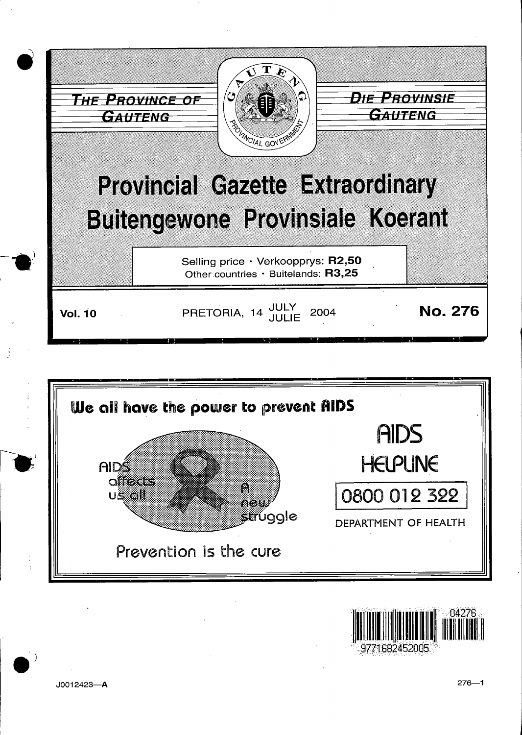**THE PROVINCE OF GAUTENG**

**DIE PROVINSIE GAUTENG**

# Provincial Gazette Extraordinary
# Buitengewone Provinsiale Koerant

Selling price · Verkoopprys: **R2,50**
Other countries · Buitelands: **R3,25**

**Vol. 10** PRETORIA, 14 JULY JULIE 2004 **No. 276**

**We all have the power to prevent AIDS**

AIDS affects us all

A new struggle

Prevention is the cure

AIDS HELPLINE

0800 012 322

DEPARTMENT OF HEALTH

J0012423—A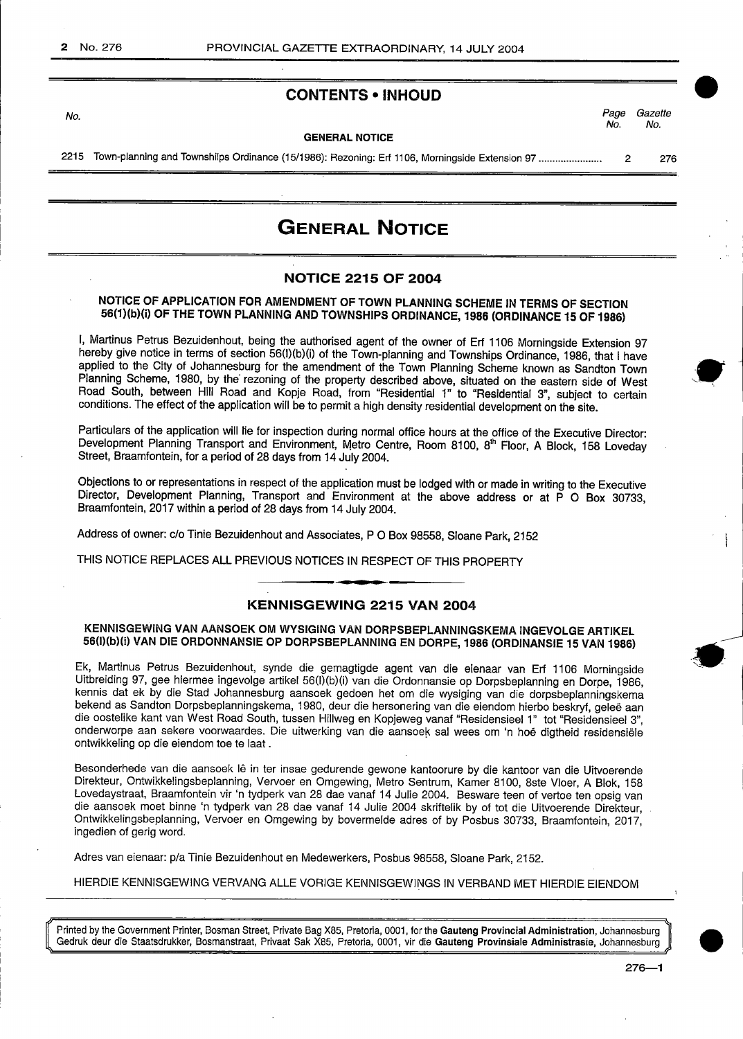## CONTENTS • INHOUD

| No. | | Page No. | Gazette No. |
|---|---|---|---|
| | **GENERAL NOTICE** | | |
| 2215 | Town-planning and Townships Ordinance (15/1986): Rezoning: Erf 1106, Morningside Extension 97 ...................... | 2 | 276 |

# GENERAL NOTICE

## NOTICE 2215 OF 2004

### NOTICE OF APPLICATION FOR AMENDMENT OF TOWN PLANNING SCHEME IN TERMS OF SECTION 56(1)(b)(i) OF THE TOWN PLANNING AND TOWNSHIPS ORDINANCE, 1986 (ORDINANCE 15 OF 1986)

I, Martinus Petrus Bezuidenhout, being the authorised agent of the owner of Erf 1106 Morningside Extension 97 hereby give notice in terms of section 56(I)(b)(i) of the Town-planning and Townships Ordinance, 1986, that I have applied to the City of Johannesburg for the amendment of the Town Planning Scheme known as Sandton Town Planning Scheme, 1980, by the rezoning of the property described above, situated on the eastern side of West Road South, between Hill Road and Kopje Road, from "Residential 1" to "Residential 3", subject to certain conditions. The effect of the application will be to permit a high density residential development on the site.

Particulars of the application will lie for inspection during normal office hours at the office of the Executive Director: Development Planning Transport and Environment, Metro Centre, Room 8100, 8th Floor, A Block, 158 Loveday Street, Braamfontein, for a period of 28 days from 14 July 2004.

Objections to or representations in respect of the application must be lodged with or made in writing to the Executive Director, Development Planning, Transport and Environment at the above address or at P O Box 30733, Braamfontein, 2017 within a period of 28 days from 14 July 2004.

Address of owner: c/o Tinie Bezuidenhout and Associates, P O Box 98558, Sloane Park, 2152

THIS NOTICE REPLACES ALL PREVIOUS NOTICES IN RESPECT OF THIS PROPERTY

## KENNISGEWING 2215 VAN 2004

### KENNISGEWING VAN AANSOEK OM WYSIGING VAN DORPSBEPLANNINGSKEMA INGEVOLGE ARTIKEL 56(I)(b)(i) VAN DIE ORDONNANSIE OP DORPSBEPLANNING EN DORPE, 1986 (ORDINANSIE 15 VAN 1986)

Ek, Martinus Petrus Bezuidenhout, synde die gemagtigde agent van die eienaar van Erf 1106 Morningside Uitbreiding 97, gee hiermee ingevolge artikel 56(I)(b)(i) van die Ordonnansie op Dorpsbeplanning en Dorpe, 1986, kennis dat ek by die Stad Johannesburg aansoek gedoen het om die wysiging van die dorpsbeplanningskema bekend as Sandton Dorpsbeplanningskema, 1980, deur die hersonering van die eiendom hierbo beskryf, geleë aan die oostelike kant van West Road South, tussen Hillweg en Kopjeweg vanaf "Residensieel 1" tot "Residensieel 3", onderworpe aan sekere voorwaardes. Die uitwerking van die aansoek sal wees om 'n hoë digtheid residensiële ontwikkeling op die eiendom toe te laat.

Besonderhede van die aansoek lê in ter insae gedurende gewone kantoorure by die kantoor van die Uitvoerende Direkteur, Ontwikkelingsbeplanning, Vervoer en Omgewing, Metro Sentrum, Kamer 8100, 8ste Vloer, A Blok, 158 Lovedaystraat, Braamfontein vir 'n tydperk van 28 dae vanaf 14 Julie 2004. Besware teen of vertoe ten opsig van die aansoek moet binne 'n tydperk van 28 dae vanaf 14 Julie 2004 skriftelik by of tot die Uitvoerende Direkteur, Ontwikkelingsbeplanning, Vervoer en Omgewing by bovermelde adres of by Posbus 30733, Braamfontein, 2017, ingedien of gerig word.

Adres van eienaar: p/a Tinie Bezuidenhout en Medewerkers, Posbus 98558, Sloane Park, 2152.

HIERDIE KENNISGEWING VERVANG ALLE VORIGE KENNISGEWINGS IN VERBAND MET HIERDIE EIENDOM

Printed by the Government Printer, Bosman Street, Private Bag X85, Pretoria, 0001, for the **Gauteng Provincial Administration**, Johannesburg
Gedruk deur die Staatsdrukker, Bosmanstraat, Privaat Sak X85, Pretoria, 0001, vir die **Gauteng Provinsiale Administrasie**, Johannesburg

276—1